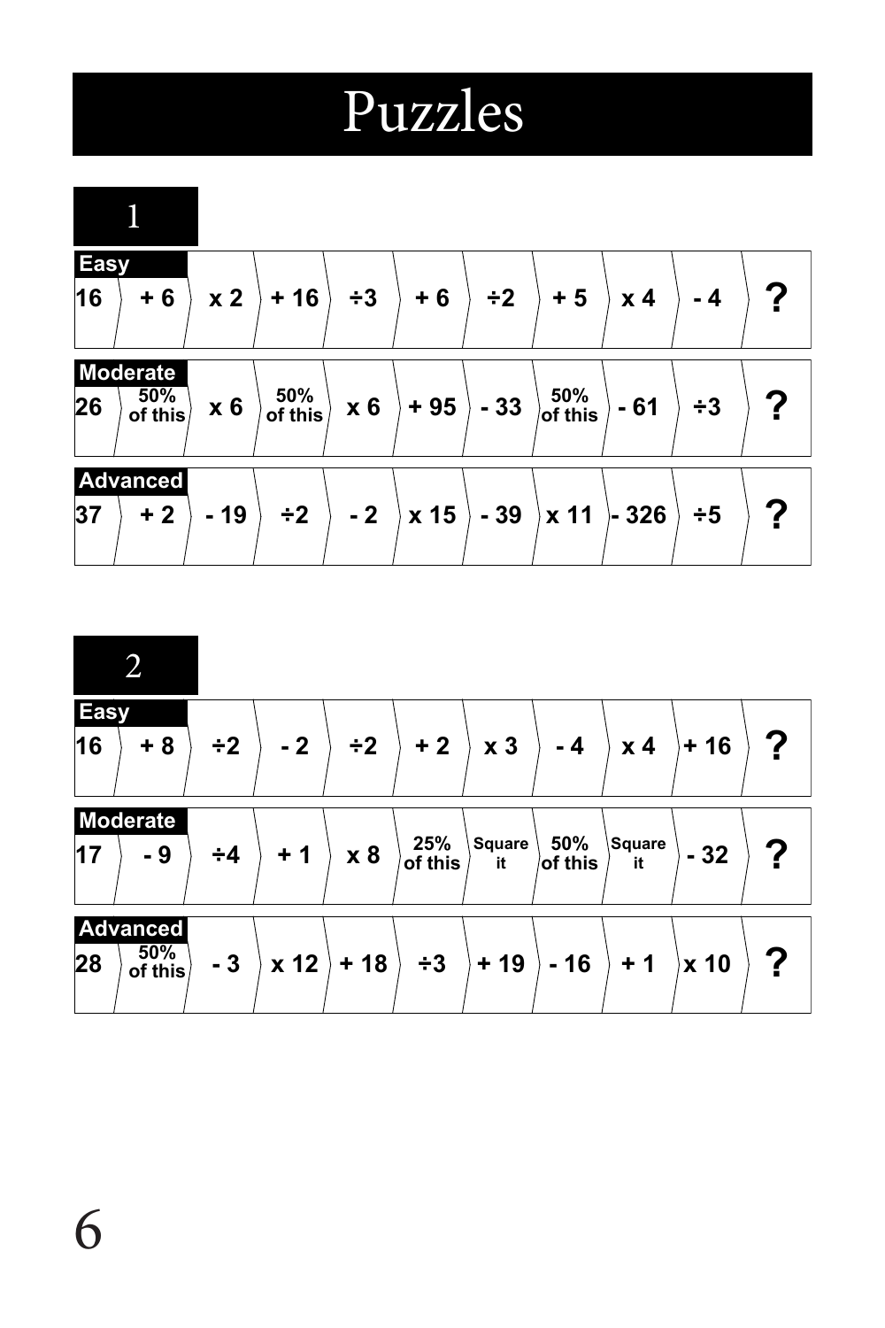# Puzzles

## 1

**Easy**

| 16 | + 6 | x 2 | + 16 | ÷3 | + 6 | ÷2 | + 5 | x 4 | - 4 | ? |
|---|---|---|---|---|---|---|---|---|---|---|

**Moderate**

| 26 | 50% of this | x 6 | 50% of this | x 6 | + 95 | - 33 | 50% of this | - 61 | ÷3 | ? |
|---|---|---|---|---|---|---|---|---|---|---|

**Advanced**

| 37 | + 2 | - 19 | ÷2 | - 2 | x 15 | - 39 | x 11 | - 326 | ÷5 | ? |
|---|---|---|---|---|---|---|---|---|---|---|

## 2

**Easy**

| 16 | + 8 | ÷2 | - 2 | ÷2 | + 2 | x 3 | - 4 | x 4 | + 16 | ? |
|---|---|---|---|---|---|---|---|---|---|---|

**Moderate**

| 17 | - 9 | ÷4 | + 1 | x 8 | 25% of this | Square it | 50% of this | Square it | - 32 | ? |
|---|---|---|---|---|---|---|---|---|---|---|

**Advanced**

| 28 | 50% of this | - 3 | x 12 | + 18 | ÷3 | + 19 | - 16 | + 1 | x 10 | ? |
|---|---|---|---|---|---|---|---|---|---|---|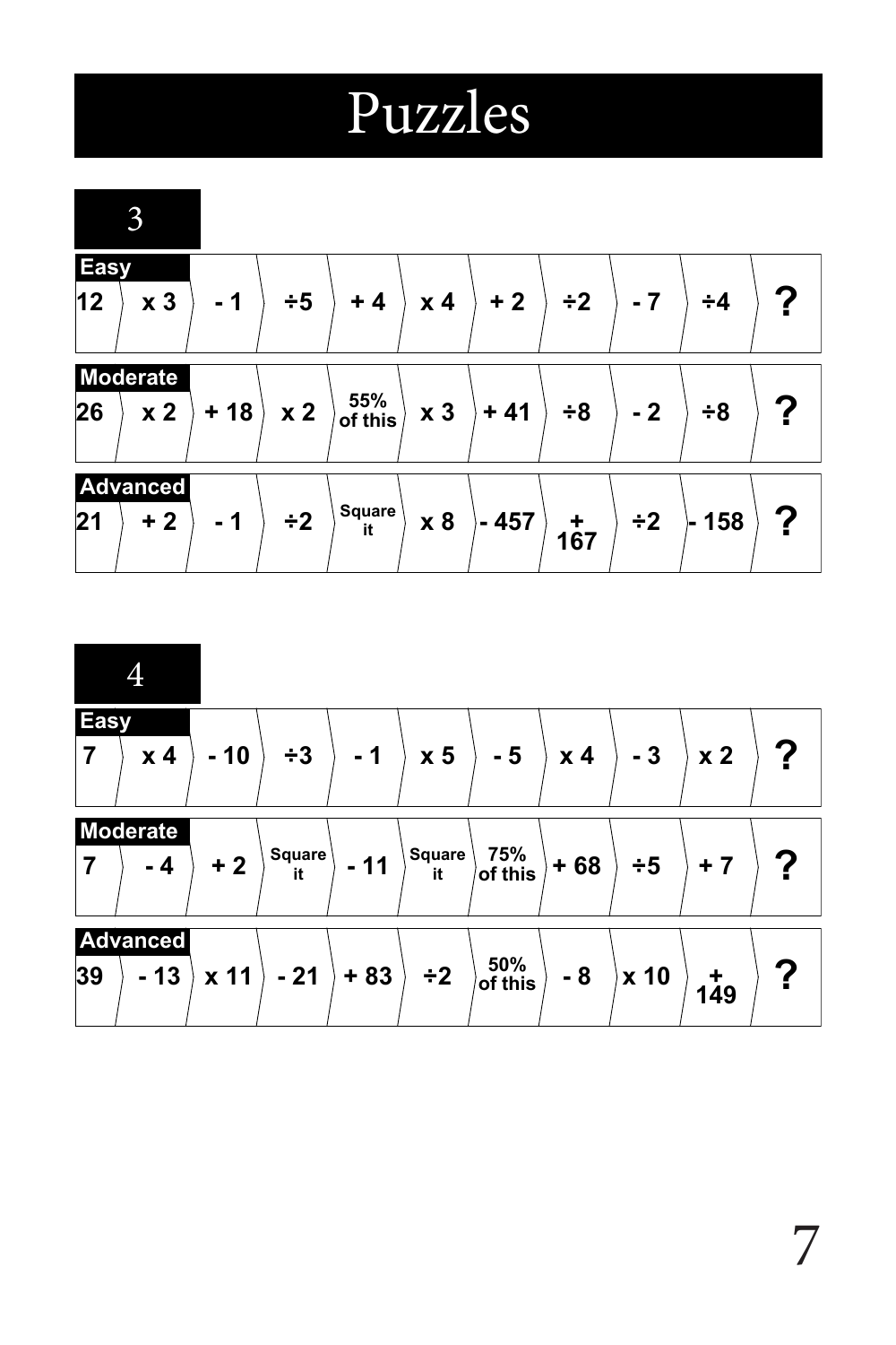# Puzzles

## 3

| Easy | | | | | | | | | | |
|---|---|---|---|---|---|---|---|---|---|---|
| 12 | x 3 | - 1 | ÷5 | + 4 | x 4 | + 2 | ÷2 | - 7 | ÷4 | ? |

| Moderate | | | | | | | | | | |
|---|---|---|---|---|---|---|---|---|---|---|
| 26 | x 2 | + 18 | x 2 | 55% of this | x 3 | + 41 | ÷8 | - 2 | ÷8 | ? |

| Advanced | | | | | | | | | | |
|---|---|---|---|---|---|---|---|---|---|---|
| 21 | + 2 | - 1 | ÷2 | Square it | x 8 | - 457 | + 167 | ÷2 | - 158 | ? |

## 4

| Easy | | | | | | | | | | |
|---|---|---|---|---|---|---|---|---|---|---|
| 7 | x 4 | - 10 | ÷3 | - 1 | x 5 | - 5 | x 4 | - 3 | x 2 | ? |

| Moderate | | | | | | | | | | |
|---|---|---|---|---|---|---|---|---|---|---|
| 7 | - 4 | + 2 | Square it | - 11 | Square it | 75% of this | + 68 | ÷5 | + 7 | ? |

| Advanced | | | | | | | | | | |
|---|---|---|---|---|---|---|---|---|---|---|
| 39 | - 13 | x 11 | - 21 | + 83 | ÷2 | 50% of this | - 8 | x 10 | + 149 | ? |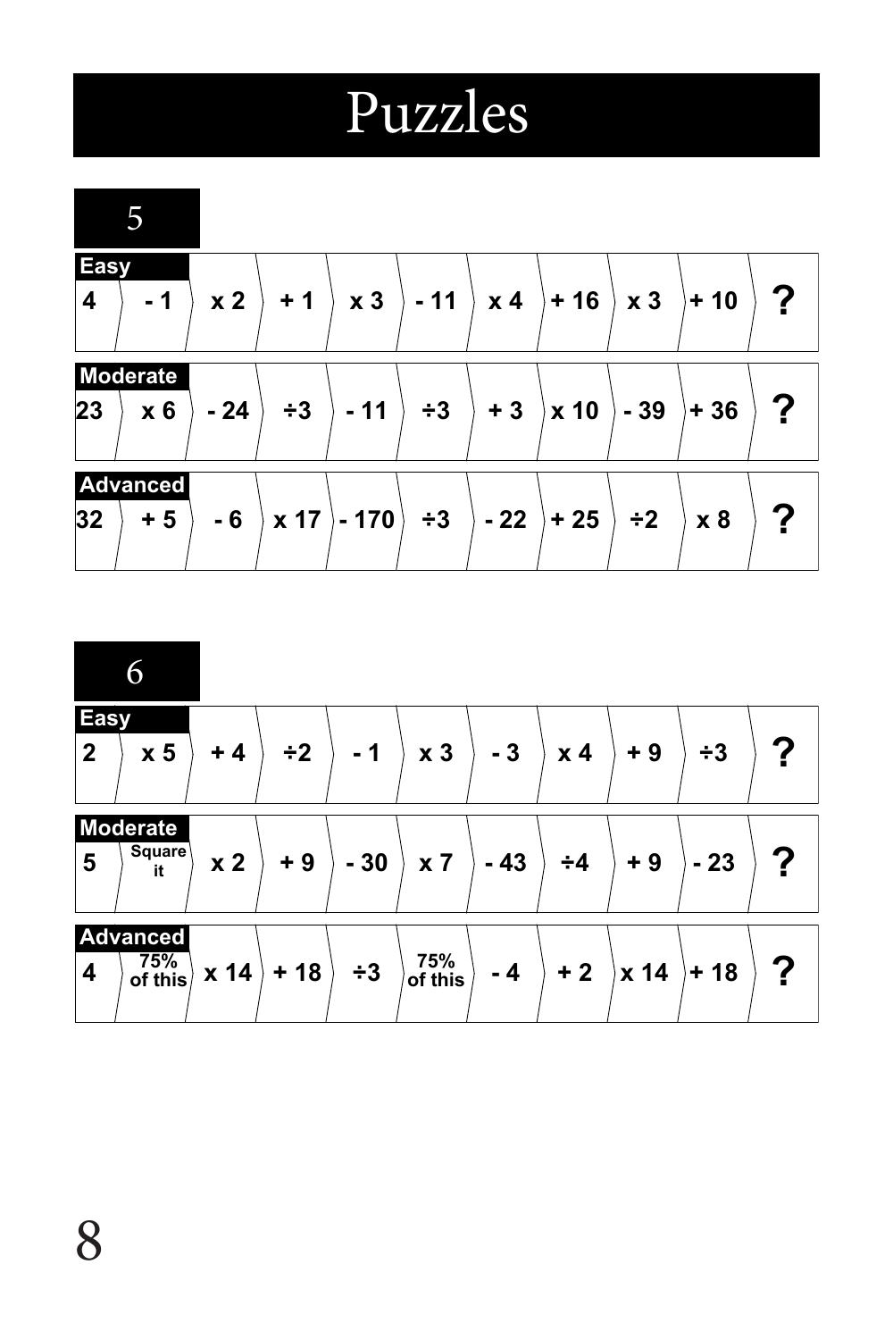# Puzzles

## 5

| | | | | | | | | | | |
|---|---|---|---|---|---|---|---|---|---|---|
| **Easy** | | | | | | | | | | |
| 4 | - 1 | x 2 | + 1 | x 3 | - 11 | x 4 | + 16 | x 3 | + 10 | ? |

| | | | | | | | | | | |
|---|---|---|---|---|---|---|---|---|---|---|
| **Moderate** | | | | | | | | | | |
| 23 | x 6 | - 24 | ÷3 | - 11 | ÷3 | + 3 | x 10 | - 39 | + 36 | ? |

| | | | | | | | | | | |
|---|---|---|---|---|---|---|---|---|---|---|
| **Advanced** | | | | | | | | | | |
| 32 | + 5 | - 6 | x 17 | - 170 | ÷3 | - 22 | + 25 | ÷2 | x 8 | ? |

## 6

| | | | | | | | | | | |
|---|---|---|---|---|---|---|---|---|---|---|
| **Easy** | | | | | | | | | | |
| 2 | x 5 | + 4 | ÷2 | - 1 | x 3 | - 3 | x 4 | + 9 | ÷3 | ? |

| | | | | | | | | | | |
|---|---|---|---|---|---|---|---|---|---|---|
| **Moderate** | | | | | | | | | | |
| 5 | Square it | x 2 | + 9 | - 30 | x 7 | - 43 | ÷4 | + 9 | - 23 | ? |

| | | | | | | | | | | |
|---|---|---|---|---|---|---|---|---|---|---|
| **Advanced** | | | | | | | | | | |
| 4 | 75% of this | x 14 | + 18 | ÷3 | 75% of this | - 4 | + 2 | x 14 | + 18 | ? |